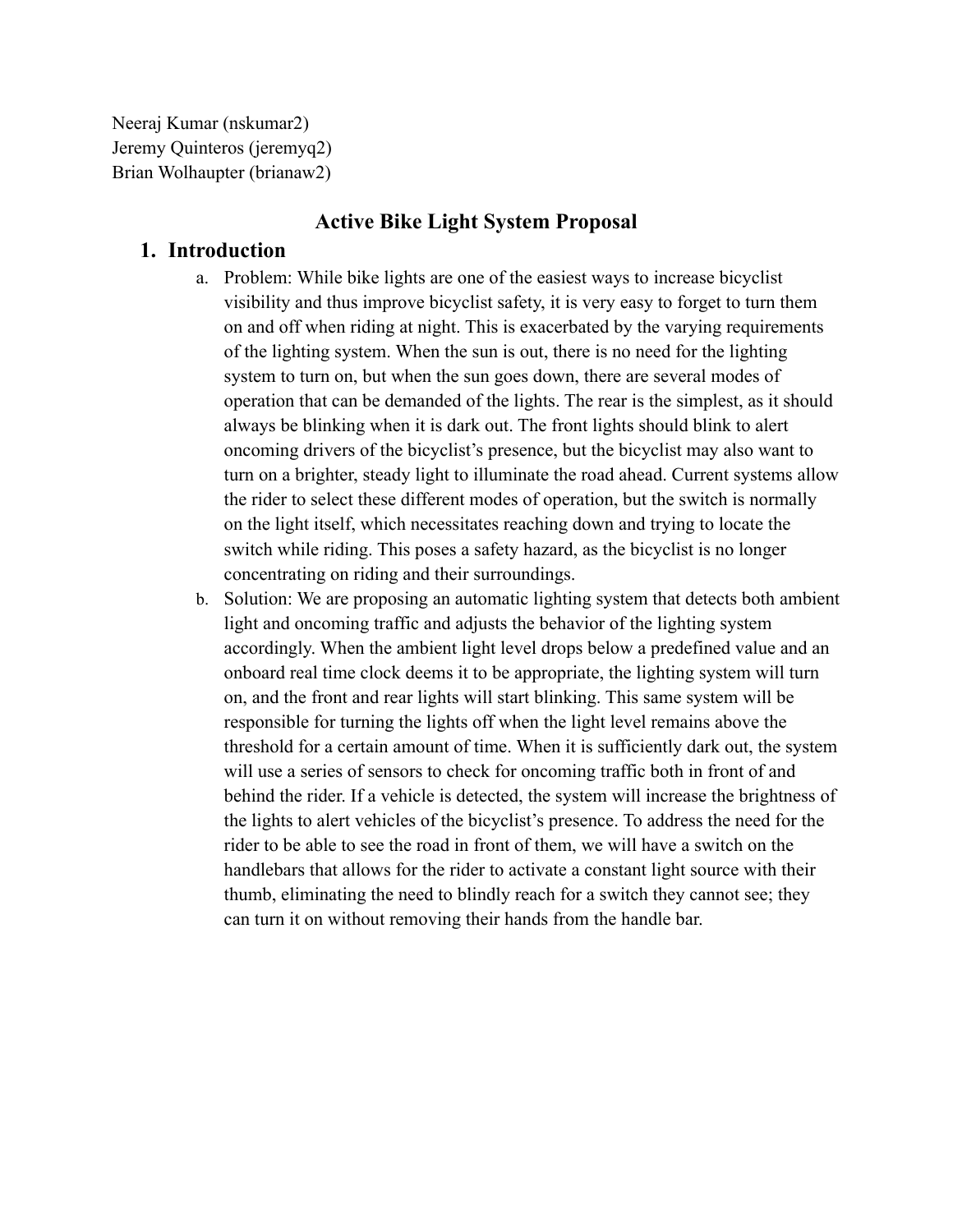Neeraj Kumar (nskumar2)
Jeremy Quinteros (jeremyq2)
Brian Wolhaupter (brianaw2)

# Active Bike Light System Proposal

## 1. Introduction

a. Problem: While bike lights are one of the easiest ways to increase bicyclist visibility and thus improve bicyclist safety, it is very easy to forget to turn them on and off when riding at night. This is exacerbated by the varying requirements of the lighting system. When the sun is out, there is no need for the lighting system to turn on, but when the sun goes down, there are several modes of operation that can be demanded of the lights. The rear is the simplest, as it should always be blinking when it is dark out. The front lights should blink to alert oncoming drivers of the bicyclist's presence, but the bicyclist may also want to turn on a brighter, steady light to illuminate the road ahead. Current systems allow the rider to select these different modes of operation, but the switch is normally on the light itself, which necessitates reaching down and trying to locate the switch while riding. This poses a safety hazard, as the bicyclist is no longer concentrating on riding and their surroundings.

b. Solution: We are proposing an automatic lighting system that detects both ambient light and oncoming traffic and adjusts the behavior of the lighting system accordingly. When the ambient light level drops below a predefined value and an onboard real time clock deems it to be appropriate, the lighting system will turn on, and the front and rear lights will start blinking. This same system will be responsible for turning the lights off when the light level remains above the threshold for a certain amount of time. When it is sufficiently dark out, the system will use a series of sensors to check for oncoming traffic both in front of and behind the rider. If a vehicle is detected, the system will increase the brightness of the lights to alert vehicles of the bicyclist's presence. To address the need for the rider to be able to see the road in front of them, we will have a switch on the handlebars that allows for the rider to activate a constant light source with their thumb, eliminating the need to blindly reach for a switch they cannot see; they can turn it on without removing their hands from the handle bar.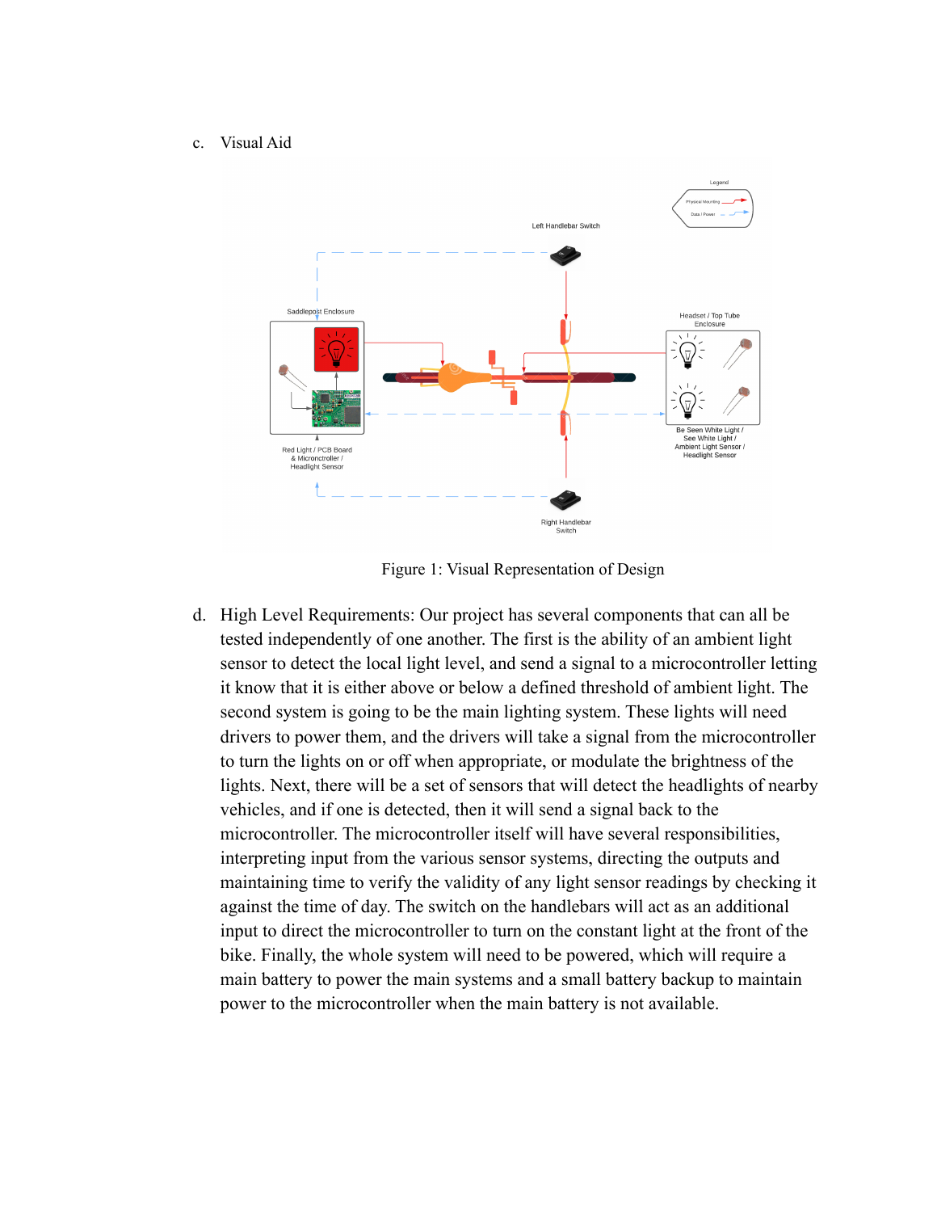c. Visual Aid

Figure 1: Visual Representation of Design

d. High Level Requirements: Our project has several components that can all be tested independently of one another. The first is the ability of an ambient light sensor to detect the local light level, and send a signal to a microcontroller letting it know that it is either above or below a defined threshold of ambient light. The second system is going to be the main lighting system. These lights will need drivers to power them, and the drivers will take a signal from the microcontroller to turn the lights on or off when appropriate, or modulate the brightness of the lights. Next, there will be a set of sensors that will detect the headlights of nearby vehicles, and if one is detected, then it will send a signal back to the microcontroller. The microcontroller itself will have several responsibilities, interpreting input from the various sensor systems, directing the outputs and maintaining time to verify the validity of any light sensor readings by checking it against the time of day. The switch on the handlebars will act as an additional input to direct the microcontroller to turn on the constant light at the front of the bike. Finally, the whole system will need to be powered, which will require a main battery to power the main systems and a small battery backup to maintain power to the microcontroller when the main battery is not available.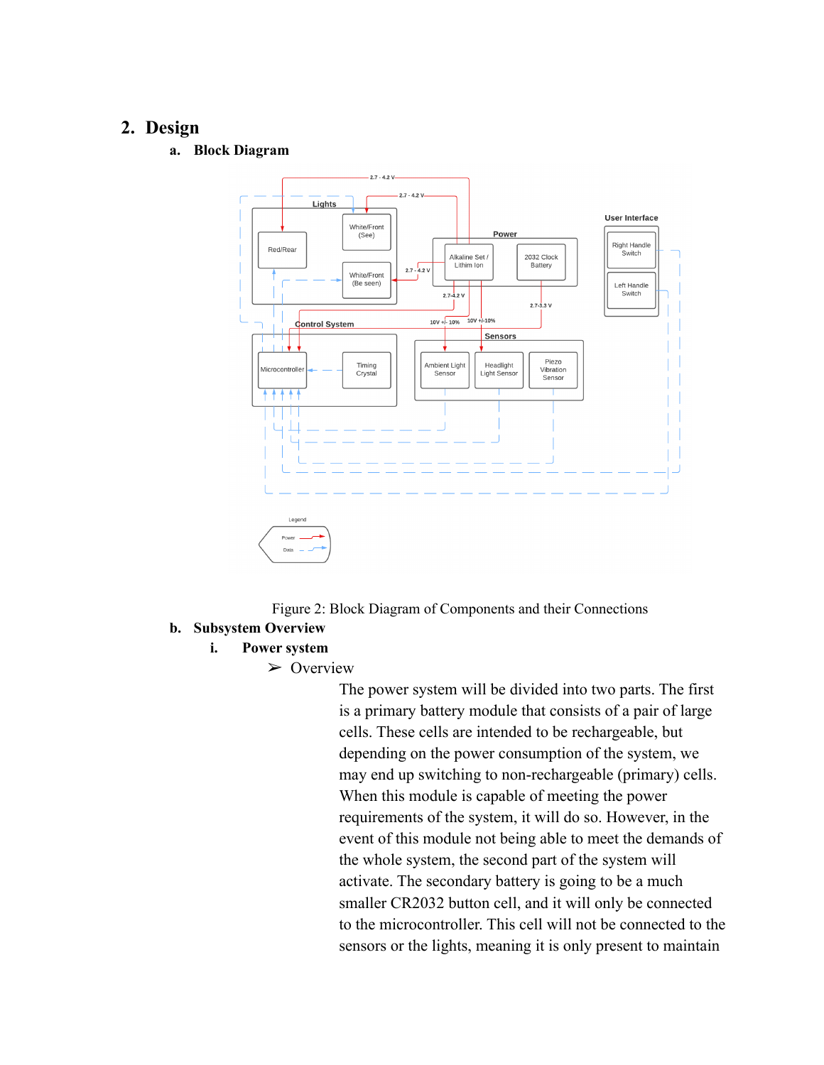## 2. Design

### a. Block Diagram

Figure 2: Block Diagram of Components and their Connections

### b. Subsystem Overview

#### i. Power system

➢ Overview

The power system will be divided into two parts. The first is a primary battery module that consists of a pair of large cells. These cells are intended to be rechargeable, but depending on the power consumption of the system, we may end up switching to non-rechargeable (primary) cells. When this module is capable of meeting the power requirements of the system, it will do so. However, in the event of this module not being able to meet the demands of the whole system, the second part of the system will activate. The secondary battery is going to be a much smaller CR2032 button cell, and it will only be connected to the microcontroller. This cell will not be connected to the sensors or the lights, meaning it is only present to maintain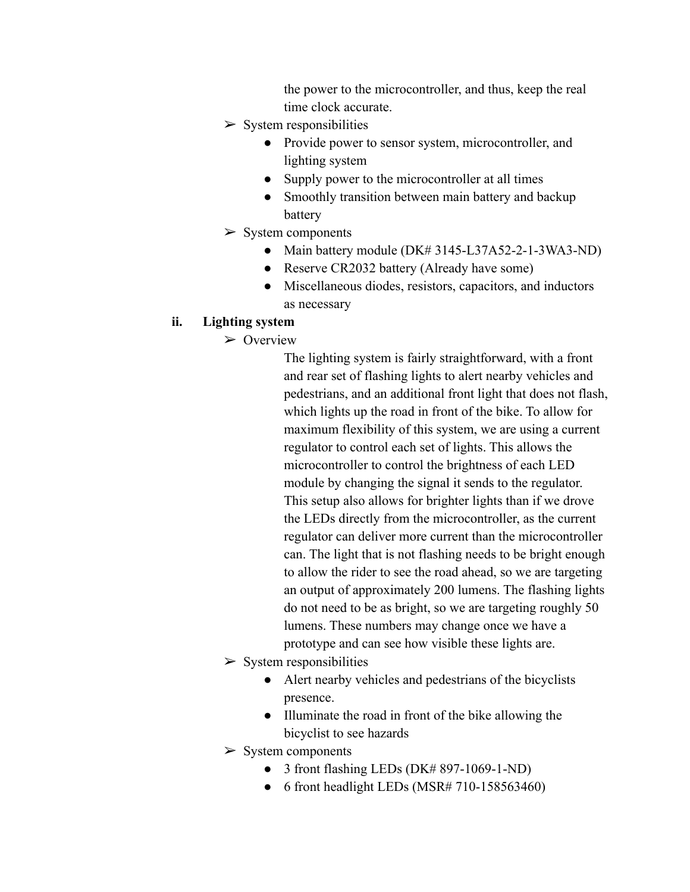the power to the microcontroller, and thus, keep the real time clock accurate.

- System responsibilities
  - Provide power to sensor system, microcontroller, and lighting system
  - Supply power to the microcontroller at all times
  - Smoothly transition between main battery and backup battery
- System components
  - Main battery module (DK# 3145-L37A52-2-1-3WA3-ND)
  - Reserve CR2032 battery (Already have some)
  - Miscellaneous diodes, resistors, capacitors, and inductors as necessary

**ii. Lighting system**

- Overview

  The lighting system is fairly straightforward, with a front and rear set of flashing lights to alert nearby vehicles and pedestrians, and an additional front light that does not flash, which lights up the road in front of the bike. To allow for maximum flexibility of this system, we are using a current regulator to control each set of lights. This allows the microcontroller to control the brightness of each LED module by changing the signal it sends to the regulator. This setup also allows for brighter lights than if we drove the LEDs directly from the microcontroller, as the current regulator can deliver more current than the microcontroller can. The light that is not flashing needs to be bright enough to allow the rider to see the road ahead, so we are targeting an output of approximately 200 lumens. The flashing lights do not need to be as bright, so we are targeting roughly 50 lumens. These numbers may change once we have a prototype and can see how visible these lights are.
- System responsibilities
  - Alert nearby vehicles and pedestrians of the bicyclists presence.
  - Illuminate the road in front of the bike allowing the bicyclist to see hazards
- System components
  - 3 front flashing LEDs (DK# 897-1069-1-ND)
  - 6 front headlight LEDs (MSR# 710-158563460)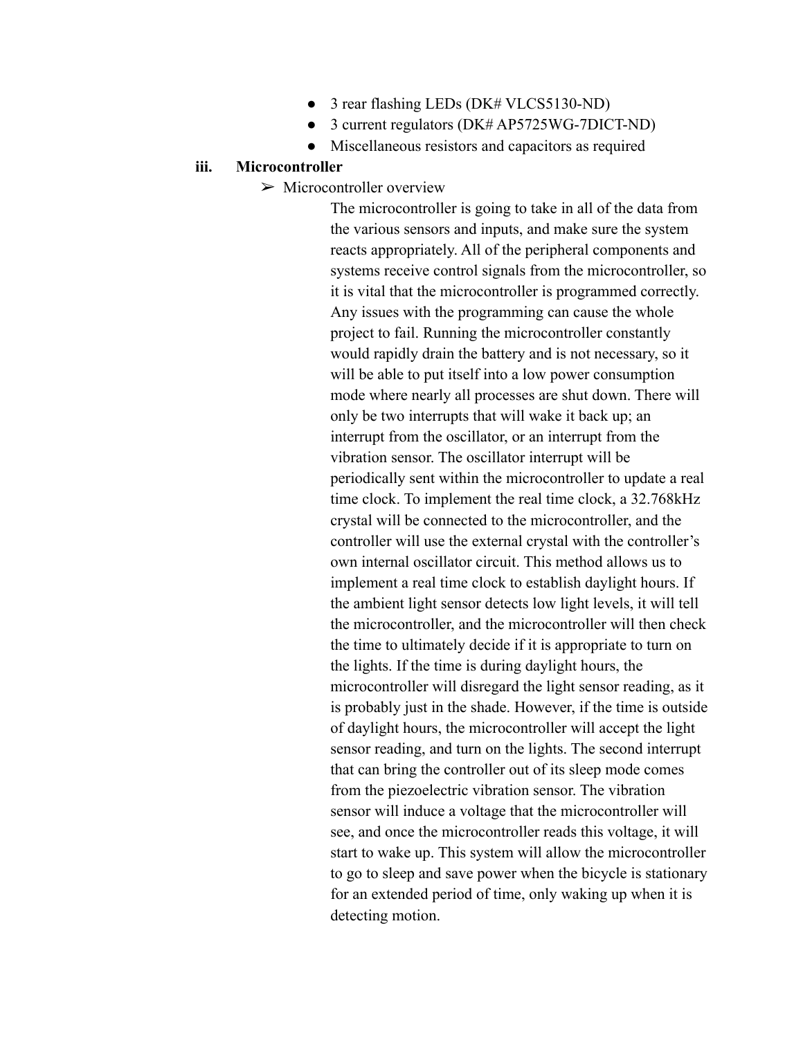- 3 rear flashing LEDs (DK# VLCS5130-ND)
- 3 current regulators (DK# AP5725WG-7DICT-ND)
- Miscellaneous resistors and capacitors as required

### iii. Microcontroller

➢ Microcontroller overview

The microcontroller is going to take in all of the data from the various sensors and inputs, and make sure the system reacts appropriately. All of the peripheral components and systems receive control signals from the microcontroller, so it is vital that the microcontroller is programmed correctly. Any issues with the programming can cause the whole project to fail. Running the microcontroller constantly would rapidly drain the battery and is not necessary, so it will be able to put itself into a low power consumption mode where nearly all processes are shut down. There will only be two interrupts that will wake it back up; an interrupt from the oscillator, or an interrupt from the vibration sensor. The oscillator interrupt will be periodically sent within the microcontroller to update a real time clock. To implement the real time clock, a 32.768kHz crystal will be connected to the microcontroller, and the controller will use the external crystal with the controller's own internal oscillator circuit. This method allows us to implement a real time clock to establish daylight hours. If the ambient light sensor detects low light levels, it will tell the microcontroller, and the microcontroller will then check the time to ultimately decide if it is appropriate to turn on the lights. If the time is during daylight hours, the microcontroller will disregard the light sensor reading, as it is probably just in the shade. However, if the time is outside of daylight hours, the microcontroller will accept the light sensor reading, and turn on the lights. The second interrupt that can bring the controller out of its sleep mode comes from the piezoelectric vibration sensor. The vibration sensor will induce a voltage that the microcontroller will see, and once the microcontroller reads this voltage, it will start to wake up. This system will allow the microcontroller to go to sleep and save power when the bicycle is stationary for an extended period of time, only waking up when it is detecting motion.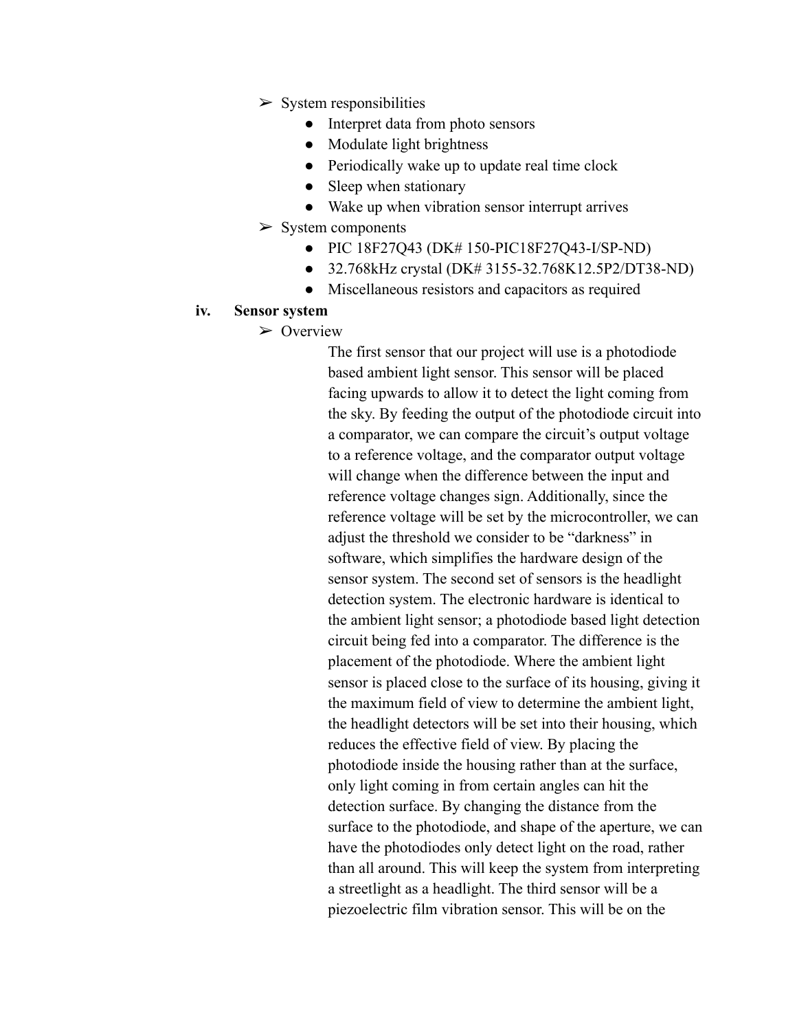- ➢ System responsibilities
    - Interpret data from photo sensors
    - Modulate light brightness
    - Periodically wake up to update real time clock
    - Sleep when stationary
    - Wake up when vibration sensor interrupt arrives
- ➢ System components
    - PIC 18F27Q43 (DK# 150-PIC18F27Q43-I/SP-ND)
    - 32.768kHz crystal (DK# 3155-32.768K12.5P2/DT38-ND)
    - Miscellaneous resistors and capacitors as required

**iv. Sensor system**

- ➢ Overview

  The first sensor that our project will use is a photodiode based ambient light sensor. This sensor will be placed facing upwards to allow it to detect the light coming from the sky. By feeding the output of the photodiode circuit into a comparator, we can compare the circuit's output voltage to a reference voltage, and the comparator output voltage will change when the difference between the input and reference voltage changes sign. Additionally, since the reference voltage will be set by the microcontroller, we can adjust the threshold we consider to be "darkness" in software, which simplifies the hardware design of the sensor system. The second set of sensors is the headlight detection system. The electronic hardware is identical to the ambient light sensor; a photodiode based light detection circuit being fed into a comparator. The difference is the placement of the photodiode. Where the ambient light sensor is placed close to the surface of its housing, giving it the maximum field of view to determine the ambient light, the headlight detectors will be set into their housing, which reduces the effective field of view. By placing the photodiode inside the housing rather than at the surface, only light coming in from certain angles can hit the detection surface. By changing the distance from the surface to the photodiode, and shape of the aperture, we can have the photodiodes only detect light on the road, rather than all around. This will keep the system from interpreting a streetlight as a headlight. The third sensor will be a piezoelectric film vibration sensor. This will be on the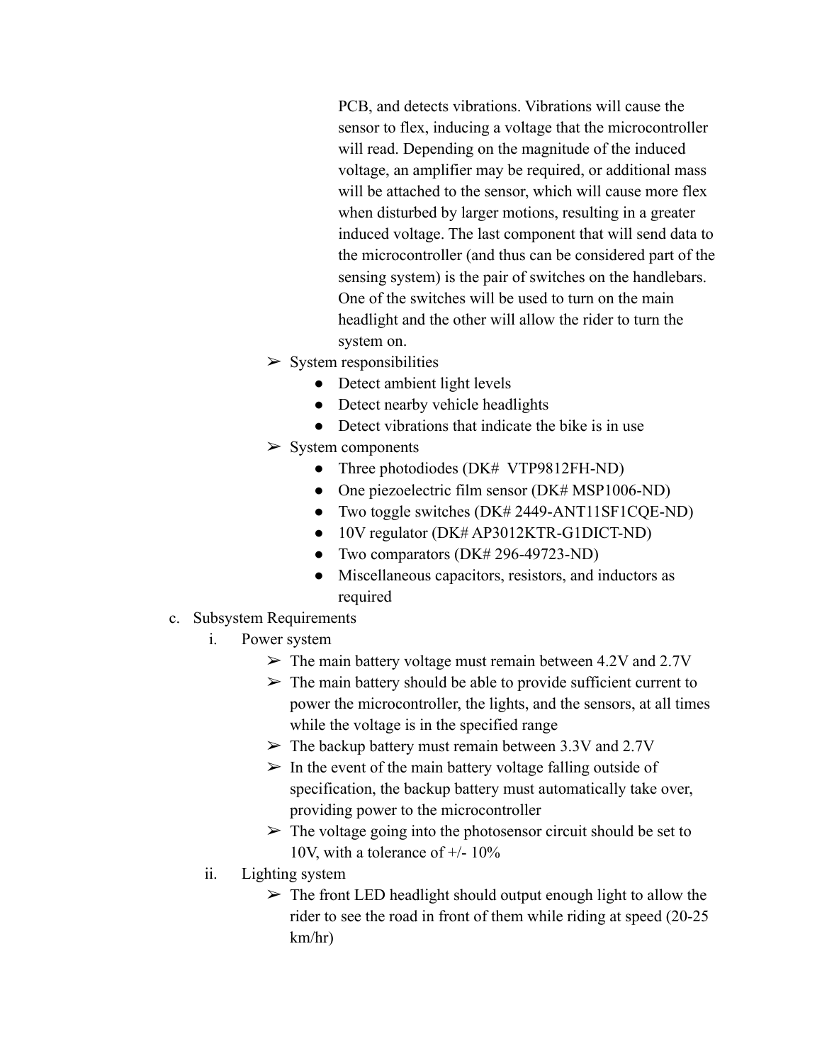PCB, and detects vibrations. Vibrations will cause the sensor to flex, inducing a voltage that the microcontroller will read. Depending on the magnitude of the induced voltage, an amplifier may be required, or additional mass will be attached to the sensor, which will cause more flex when disturbed by larger motions, resulting in a greater induced voltage. The last component that will send data to the microcontroller (and thus can be considered part of the sensing system) is the pair of switches on the handlebars. One of the switches will be used to turn on the main headlight and the other will allow the rider to turn the system on.

- ➢ System responsibilities
  - Detect ambient light levels
  - Detect nearby vehicle headlights
  - Detect vibrations that indicate the bike is in use
- ➢ System components
  - Three photodiodes (DK# VTP9812FH-ND)
  - One piezoelectric film sensor (DK# MSP1006-ND)
  - Two toggle switches (DK# 2449-ANT11SF1CQE-ND)
  - 10V regulator (DK# AP3012KTR-G1DICT-ND)
  - Two comparators (DK# 296-49723-ND)
  - Miscellaneous capacitors, resistors, and inductors as required

c. Subsystem Requirements

i. Power system

- ➢ The main battery voltage must remain between 4.2V and 2.7V
- ➢ The main battery should be able to provide sufficient current to power the microcontroller, the lights, and the sensors, at all times while the voltage is in the specified range
- ➢ The backup battery must remain between 3.3V and 2.7V
- ➢ In the event of the main battery voltage falling outside of specification, the backup battery must automatically take over, providing power to the microcontroller
- ➢ The voltage going into the photosensor circuit should be set to 10V, with a tolerance of +/- 10%

ii. Lighting system

- ➢ The front LED headlight should output enough light to allow the rider to see the road in front of them while riding at speed (20-25 km/hr)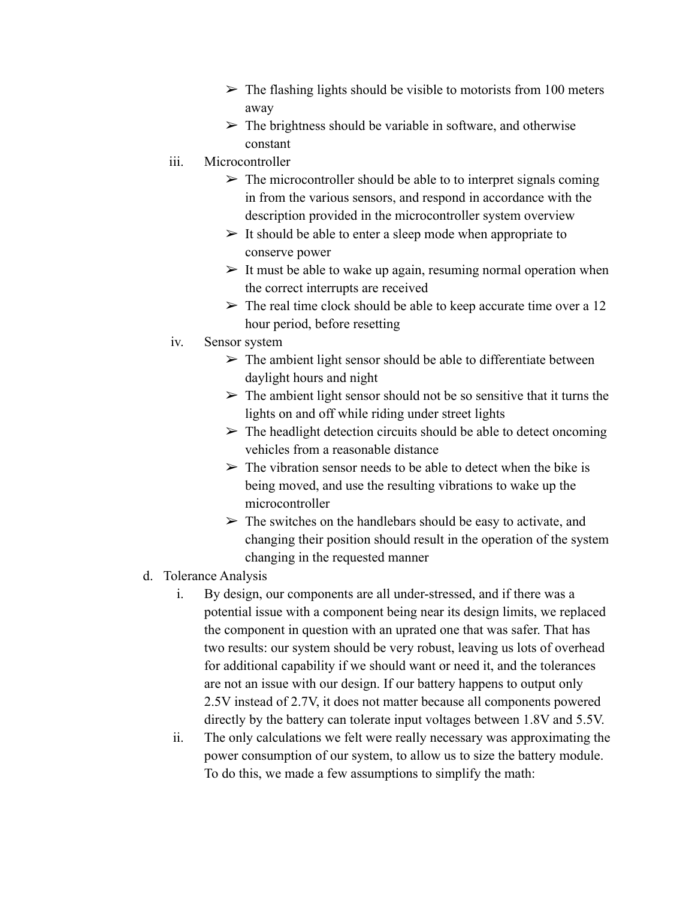- ➢ The flashing lights should be visible to motorists from 100 meters away
- ➢ The brightness should be variable in software, and otherwise constant

iii. Microcontroller

- ➢ The microcontroller should be able to to interpret signals coming in from the various sensors, and respond in accordance with the description provided in the microcontroller system overview
- ➢ It should be able to enter a sleep mode when appropriate to conserve power
- ➢ It must be able to wake up again, resuming normal operation when the correct interrupts are received
- ➢ The real time clock should be able to keep accurate time over a 12 hour period, before resetting

iv. Sensor system

- ➢ The ambient light sensor should be able to differentiate between daylight hours and night
- ➢ The ambient light sensor should not be so sensitive that it turns the lights on and off while riding under street lights
- ➢ The headlight detection circuits should be able to detect oncoming vehicles from a reasonable distance
- ➢ The vibration sensor needs to be able to detect when the bike is being moved, and use the resulting vibrations to wake up the microcontroller
- ➢ The switches on the handlebars should be easy to activate, and changing their position should result in the operation of the system changing in the requested manner

d. Tolerance Analysis

i. By design, our components are all under-stressed, and if there was a potential issue with a component being near its design limits, we replaced the component in question with an uprated one that was safer. That has two results: our system should be very robust, leaving us lots of overhead for additional capability if we should want or need it, and the tolerances are not an issue with our design. If our battery happens to output only 2.5V instead of 2.7V, it does not matter because all components powered directly by the battery can tolerate input voltages between 1.8V and 5.5V.

ii. The only calculations we felt were really necessary was approximating the power consumption of our system, to allow us to size the battery module. To do this, we made a few assumptions to simplify the math: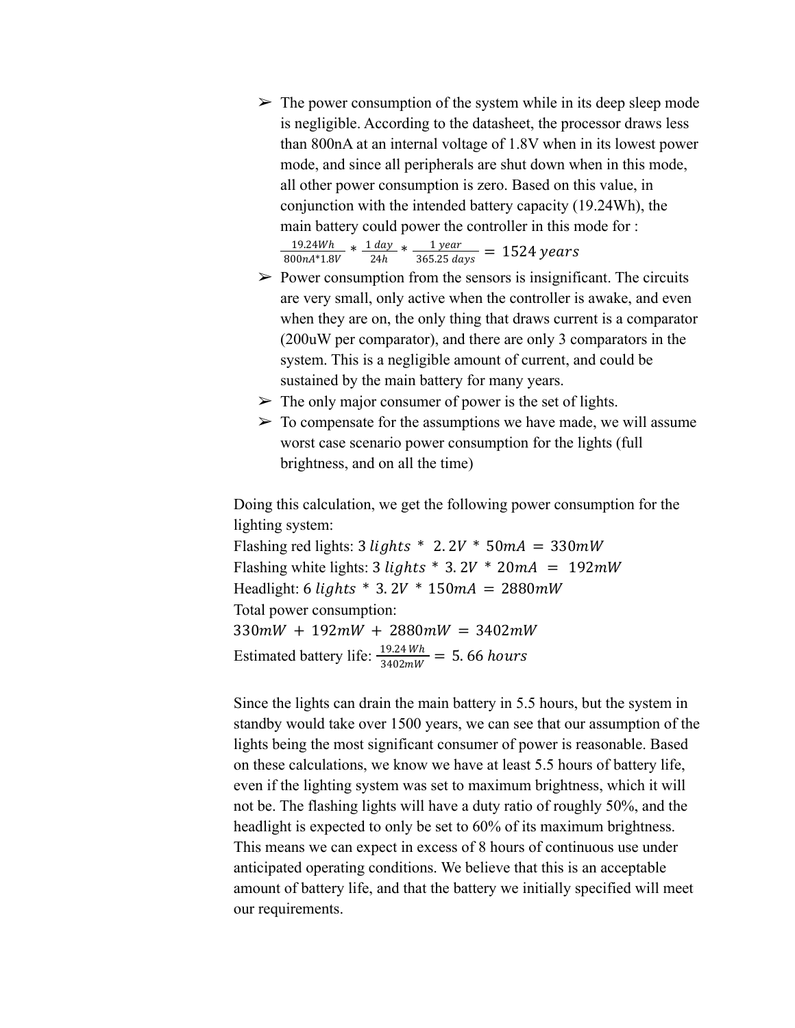- The power consumption of the system while in its deep sleep mode is negligible. According to the datasheet, the processor draws less than 800nA at an internal voltage of 1.8V when in its lowest power mode, and since all peripherals are shut down when in this mode, all other power consumption is zero. Based on this value, in conjunction with the intended battery capacity (19.24Wh), the main battery could power the controller in this mode for :
  $\frac{19.24Wh}{800nA*1.8V} * \frac{1\ day}{24h} * \frac{1\ year}{365.25\ days} = 1524\ years$
- Power consumption from the sensors is insignificant. The circuits are very small, only active when the controller is awake, and even when they are on, the only thing that draws current is a comparator (200uW per comparator), and there are only 3 comparators in the system. This is a negligible amount of current, and could be sustained by the main battery for many years.
- The only major consumer of power is the set of lights.
- To compensate for the assumptions we have made, we will assume worst case scenario power consumption for the lights (full brightness, and on all the time)

Doing this calculation, we get the following power consumption for the lighting system:
Flashing red lights: $3\ lights\ *\ 2.2V\ *\ 50mA\ =\ 330mW$
Flashing white lights: $3\ lights\ *\ 3.2V\ *\ 20mA\ =\ 192mW$
Headlight: $6\ lights\ *\ 3.2V\ *\ 150mA\ =\ 2880mW$
Total power consumption:
$330mW\ +\ 192mW\ +\ 2880mW\ =\ 3402mW$
Estimated battery life: $\frac{19.24\ Wh}{3402mW} = 5.66\ hours$

Since the lights can drain the main battery in 5.5 hours, but the system in standby would take over 1500 years, we can see that our assumption of the lights being the most significant consumer of power is reasonable. Based on these calculations, we know we have at least 5.5 hours of battery life, even if the lighting system was set to maximum brightness, which it will not be. The flashing lights will have a duty ratio of roughly 50%, and the headlight is expected to only be set to 60% of its maximum brightness. This means we can expect in excess of 8 hours of continuous use under anticipated operating conditions. We believe that this is an acceptable amount of battery life, and that the battery we initially specified will meet our requirements.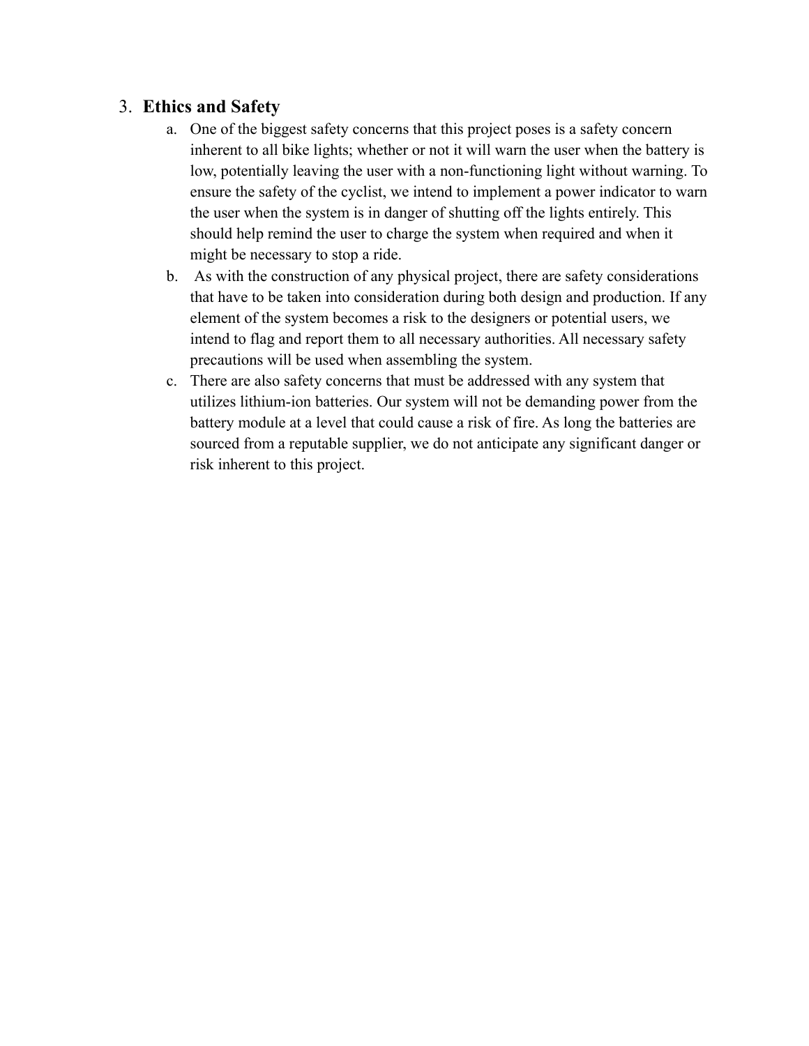3. **Ethics and Safety**
   a. One of the biggest safety concerns that this project poses is a safety concern inherent to all bike lights; whether or not it will warn the user when the battery is low, potentially leaving the user with a non-functioning light without warning. To ensure the safety of the cyclist, we intend to implement a power indicator to warn the user when the system is in danger of shutting off the lights entirely. This should help remind the user to charge the system when required and when it might be necessary to stop a ride.
   b. As with the construction of any physical project, there are safety considerations that have to be taken into consideration during both design and production. If any element of the system becomes a risk to the designers or potential users, we intend to flag and report them to all necessary authorities. All necessary safety precautions will be used when assembling the system.
   c. There are also safety concerns that must be addressed with any system that utilizes lithium-ion batteries. Our system will not be demanding power from the battery module at a level that could cause a risk of fire. As long the batteries are sourced from a reputable supplier, we do not anticipate any significant danger or risk inherent to this project.